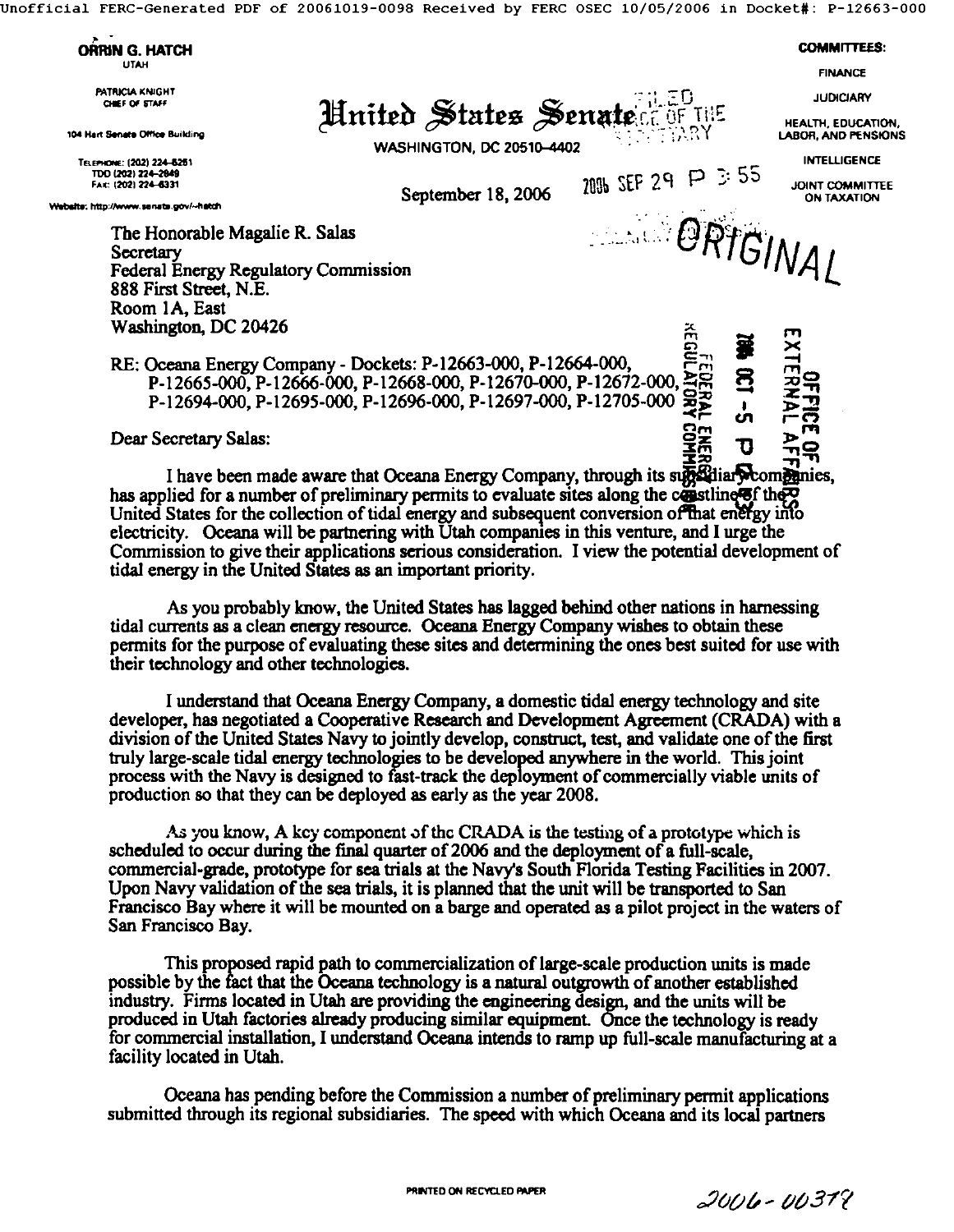**ORRIN G. HATCH**
UTAH

PATRICIA KNIGHT
CHIEF OF STAFF

104 Hart Senate Office Building

TELEPHONE: (202) 224-5251
TDD (202) 224-2849
FAX: (202) 224-6331

Website: http://www.senate.gov/~hatch

# United States Senate

WASHINGTON, DC 20510-4402

**COMMITTEES:**

FINANCE

JUDICIARY

HEALTH, EDUCATION, LABOR, AND PENSIONS

INTELLIGENCE

JOINT COMMITTEE ON TAXATION

FILED OFFICE OF THE SECRETARY

2006 SEP 29 P 3:55

ORIGINAL

FEDERAL ENERGY REGULATORY COMMISSION

2006 OCT -5 P

OFFICE OF EXTERNAL AFFAIRS

September 18, 2006

The Honorable Magalie R. Salas
Secretary
Federal Energy Regulatory Commission
888 First Street, N.E.
Room 1A, East
Washington, DC 20426

RE: Oceana Energy Company - Dockets: P-12663-000, P-12664-000, P-12665-000, P-12666-000, P-12668-000, P-12670-000, P-12672-000, P-12694-000, P-12695-000, P-12696-000, P-12697-000, P-12705-000

Dear Secretary Salas:

I have been made aware that Oceana Energy Company, through its subsidiary companies, has applied for a number of preliminary permits to evaluate sites along the coastline of the United States for the collection of tidal energy and subsequent conversion of that energy into electricity. Oceana will be partnering with Utah companies in this venture, and I urge the Commission to give their applications serious consideration. I view the potential development of tidal energy in the United States as an important priority.

As you probably know, the United States has lagged behind other nations in harnessing tidal currents as a clean energy resource. Oceana Energy Company wishes to obtain these permits for the purpose of evaluating these sites and determining the ones best suited for use with their technology and other technologies.

I understand that Oceana Energy Company, a domestic tidal energy technology and site developer, has negotiated a Cooperative Research and Development Agreement (CRADA) with a division of the United States Navy to jointly develop, construct, test, and validate one of the first truly large-scale tidal energy technologies to be developed anywhere in the world. This joint process with the Navy is designed to fast-track the deployment of commercially viable units of production so that they can be deployed as early as the year 2008.

As you know, A key component of the CRADA is the testing of a prototype which is scheduled to occur during the final quarter of 2006 and the deployment of a full-scale, commercial-grade, prototype for sea trials at the Navy's South Florida Testing Facilities in 2007. Upon Navy validation of the sea trials, it is planned that the unit will be transported to San Francisco Bay where it will be mounted on a barge and operated as a pilot project in the waters of San Francisco Bay.

This proposed rapid path to commercialization of large-scale production units is made possible by the fact that the Oceana technology is a natural outgrowth of another established industry. Firms located in Utah are providing the engineering design, and the units will be produced in Utah factories already producing similar equipment. Once the technology is ready for commercial installation, I understand Oceana intends to ramp up full-scale manufacturing at a facility located in Utah.

Oceana has pending before the Commission a number of preliminary permit applications submitted through its regional subsidiaries. The speed with which Oceana and its local partners

PRINTED ON RECYCLED PAPER

2006-00379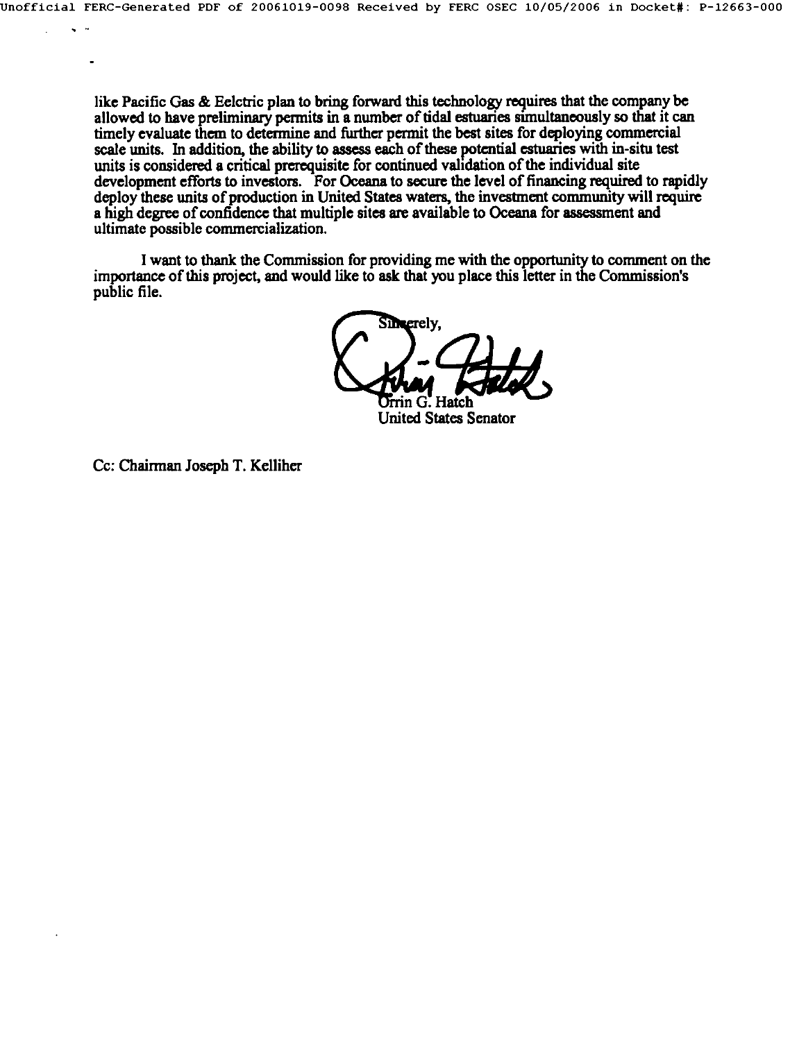like Pacific Gas & Eelctric plan to bring forward this technology requires that the company be allowed to have preliminary permits in a number of tidal estuaries simultaneously so that it can timely evaluate them to determine and further permit the best sites for deploying commercial scale units. In addition, the ability to assess each of these potential estuaries with in-situ test units is considered a critical prerequisite for continued validation of the individual site development efforts to investors. For Oceana to secure the level of financing required to rapidly deploy these units of production in United States waters, the investment community will require a high degree of confidence that multiple sites are available to Oceana for assessment and ultimate possible commercialization.

I want to thank the Commission for providing me with the opportunity to comment on the importance of this project, and would like to ask that you place this letter in the Commission's public file.

Sincerely,

Orrin G. Hatch
United States Senator

Cc: Chairman Joseph T. Kelliher